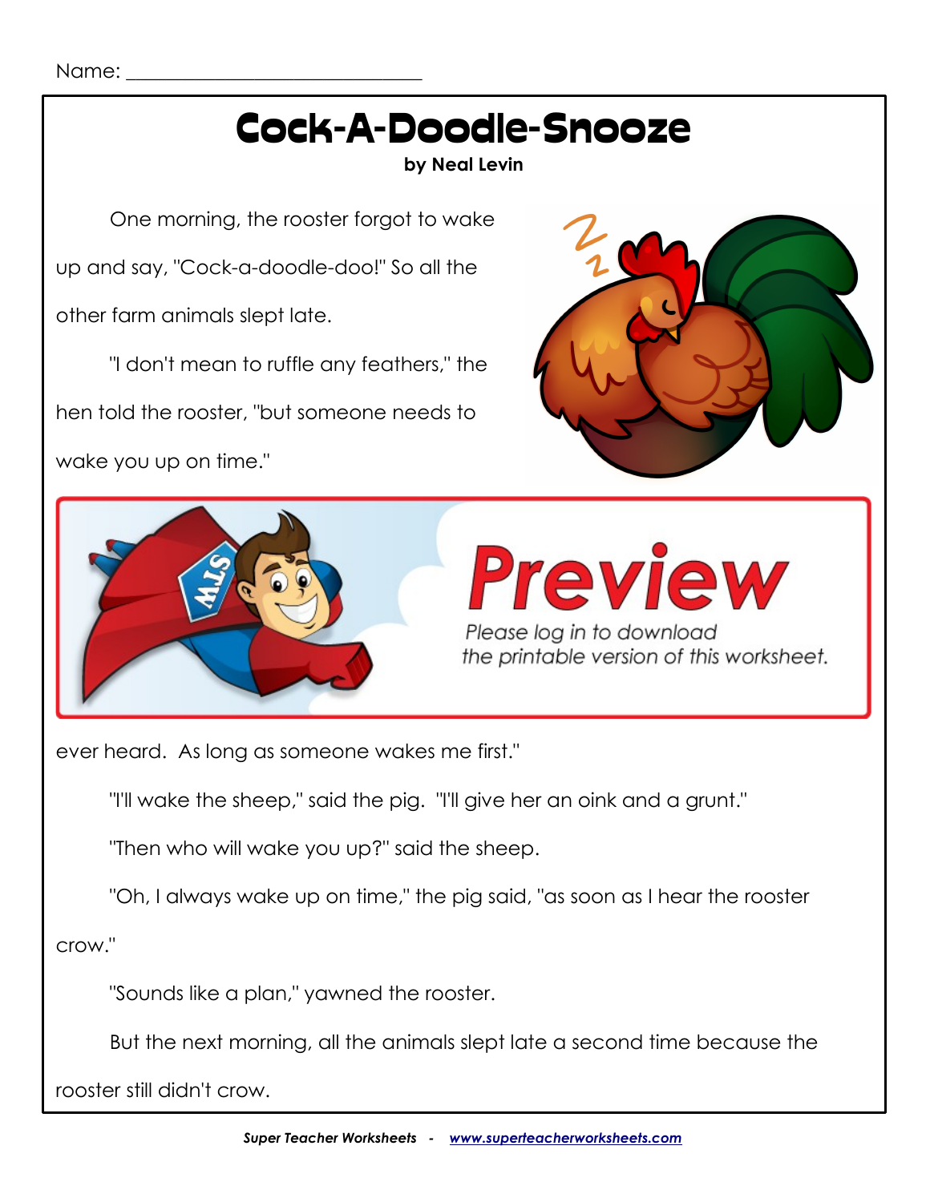Name: ______________________________

# Cock-A-Doodle-Snooze

**by Neal Levin**

One morning, the rooster forgot to wake up and say, "Cock-a-doodle-doo!" So all the other farm animals slept late.

"I don't mean to ruffle any feathers," the hen told the rooster, "but someone needs to wake you up on time."

**Preview**

*Please log in to download the printable version of this worksheet.*

ever heard. As long as someone wakes me first."

"I'll wake the sheep," said the pig. "I'll give her an oink and a grunt."

"Then who will wake you up?" said the sheep.

"Oh, I always wake up on time," the pig said, "as soon as I hear the rooster crow."

"Sounds like a plan," yawned the rooster.

But the next morning, all the animals slept late a second time because the rooster still didn't crow.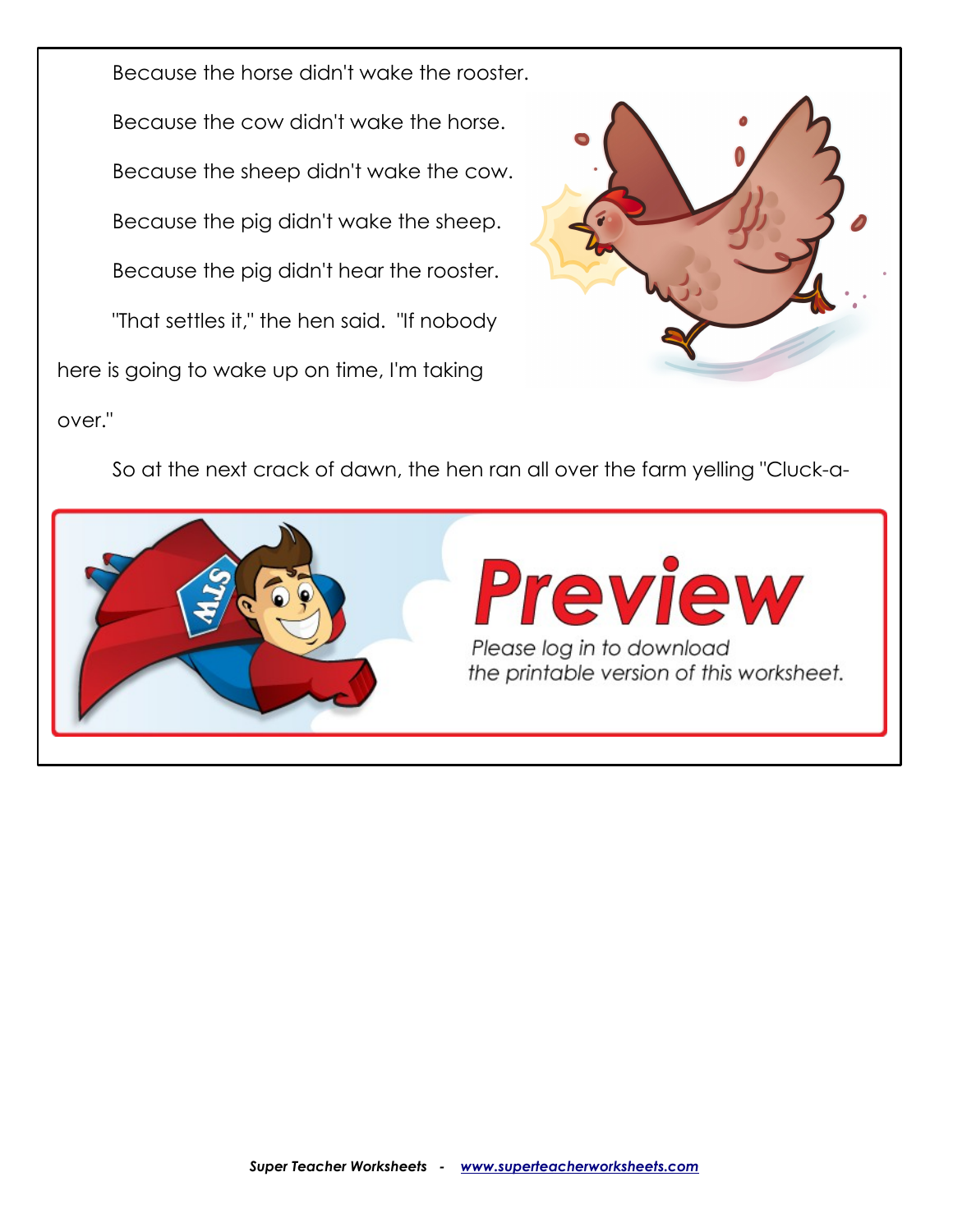Because the horse didn't wake the rooster.

Because the cow didn't wake the horse.

Because the sheep didn't wake the cow.

Because the pig didn't wake the sheep.

Because the pig didn't hear the rooster.

"That settles it," the hen said. "If nobody here is going to wake up on time, I'm taking over."

So at the next crack of dawn, the hen ran all over the farm yelling "Cluck-a-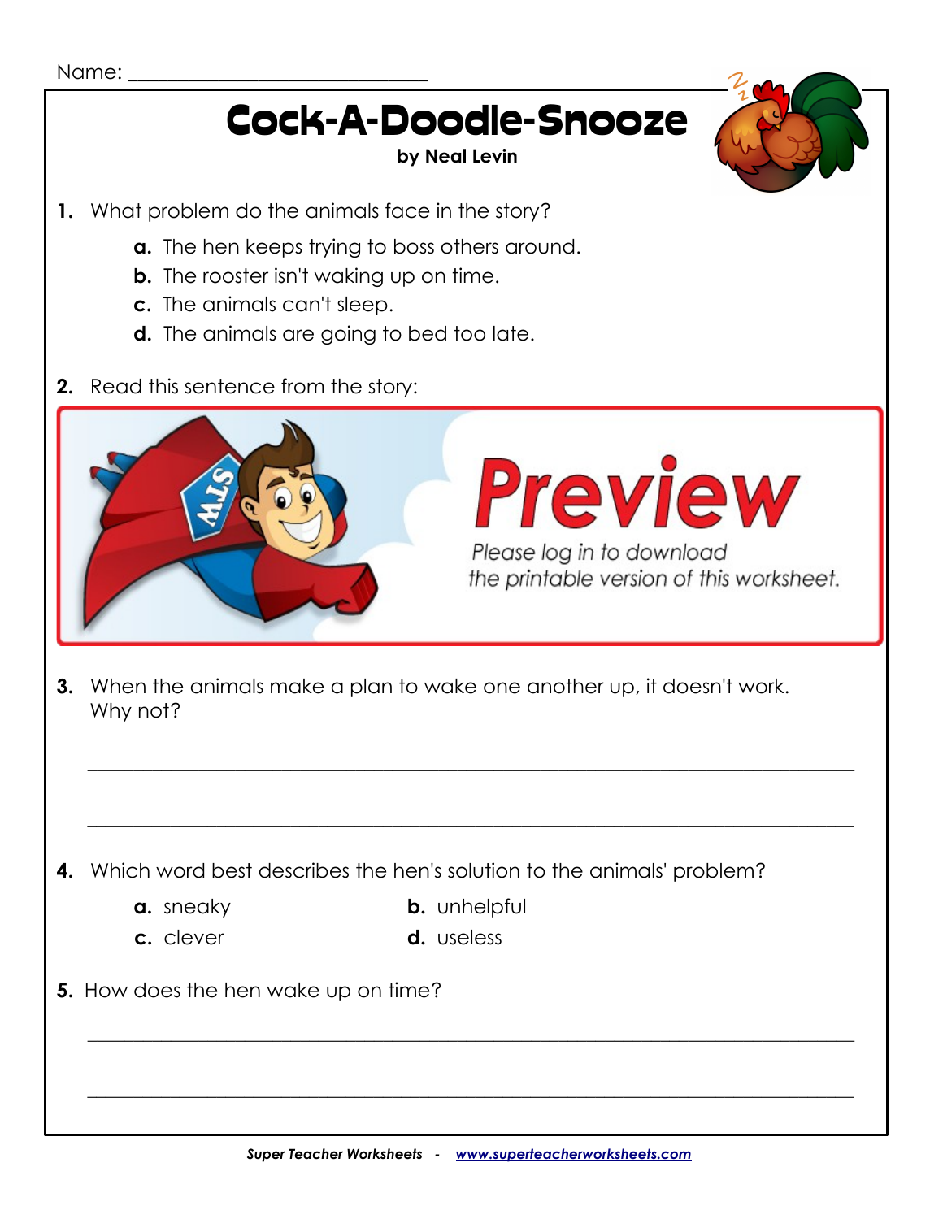Name: ______________________________

# Cock-A-Doodle-Snooze

**by Neal Levin**

**1.** What problem do the animals face in the story?

- **a.** The hen keeps trying to boss others around.
- **b.** The rooster isn't waking up on time.
- **c.** The animals can't sleep.
- **d.** The animals are going to bed too late.

**2.** Read this sentence from the story:

Preview

Please log in to download the printable version of this worksheet.

**3.** When the animals make a plan to wake one another up, it doesn't work. Why not?

_______________________________________________________________________________

_______________________________________________________________________________

**4.** Which word best describes the hen's solution to the animals' problem?

- **a.** sneaky
- **b.** unhelpful
- **c.** clever
- **d.** useless

**5.** How does the hen wake up on time?

_______________________________________________________________________________

_______________________________________________________________________________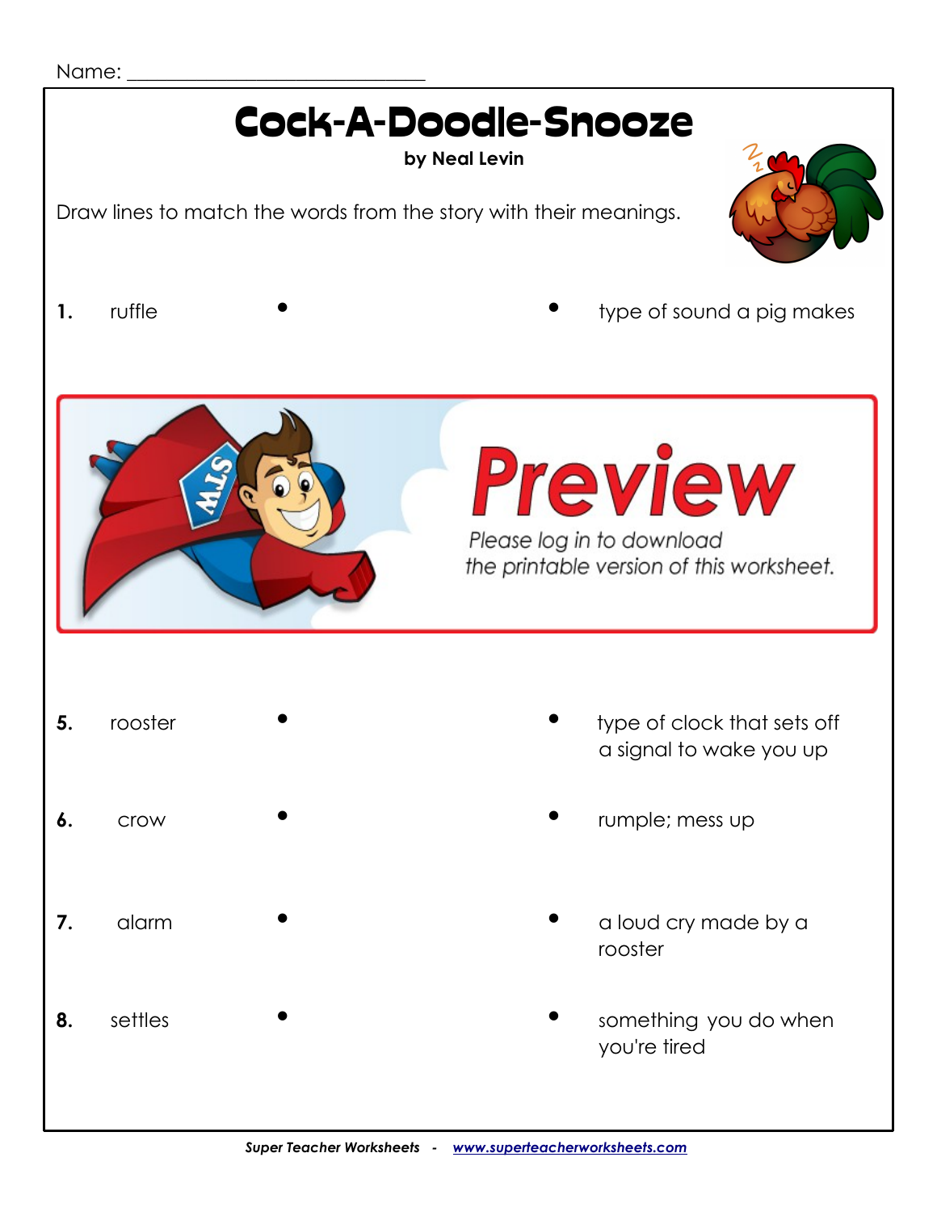Name: ______________________________

# Cock-A-Doodle-Snooze

**by Neal Levin**

Draw lines to match the words from the story with their meanings.

| | | |
|---|---|---|
| **1.** ruffle | • | • type of sound a pig makes |

Preview

Please log in to download the printable version of this worksheet.

| | | |
|---|---|---|
| **5.** rooster | • | • type of clock that sets off a signal to wake you up |
| **6.** crow | • | • rumple; mess up |
| **7.** alarm | • | • a loud cry made by a rooster |
| **8.** settles | • | • something you do when you're tired |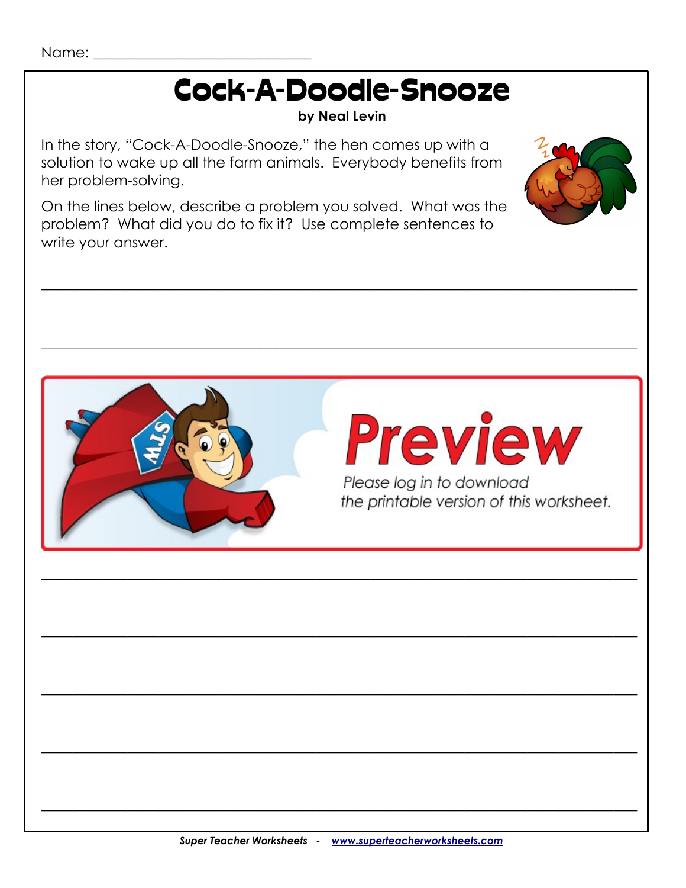Name: ______________________________

# Cock-A-Doodle-Snooze

**by Neal Levin**

In the story, "Cock-A-Doodle-Snooze," the hen comes up with a solution to wake up all the farm animals. Everybody benefits from her problem-solving.

On the lines below, describe a problem you solved. What was the problem? What did you do to fix it? Use complete sentences to write your answer.

______________________________________________________________________

______________________________________________________________________

**Preview**

*Please log in to download the printable version of this worksheet.*

______________________________________________________________________

______________________________________________________________________

______________________________________________________________________

______________________________________________________________________

______________________________________________________________________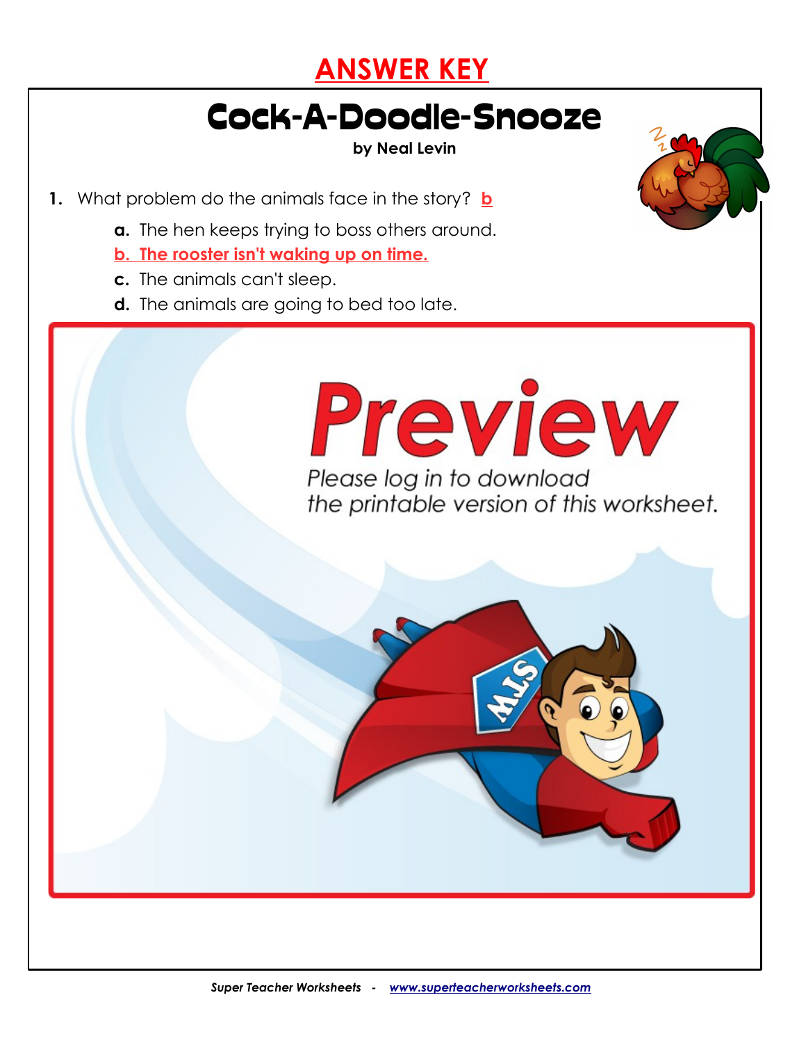# ANSWER KEY

# Cock-A-Doodle-Snooze

**by Neal Levin**

1. What problem do the animals face in the story? **b**

   **a.** The hen keeps trying to boss others around.

   **b. The rooster isn't waking up on time.**

   **c.** The animals can't sleep.

   **d.** The animals are going to bed too late.

Preview

*Please log in to download the printable version of this worksheet.*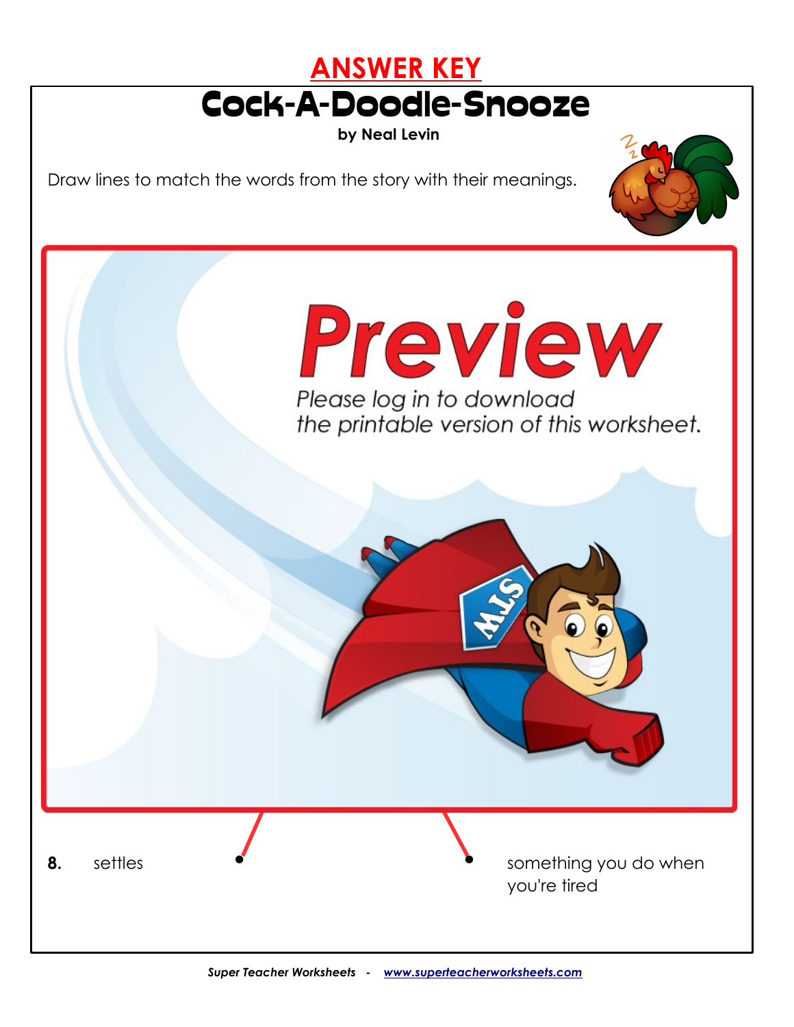# ANSWER KEY

## Cock-A-Doodle-Snooze

**by Neal Levin**

Draw lines to match the words from the story with their meanings.

Preview

Please log in to download the printable version of this worksheet.

**8.** settles

something you do when you're tired

*Super Teacher Worksheets - www.superteacherworksheets.com*